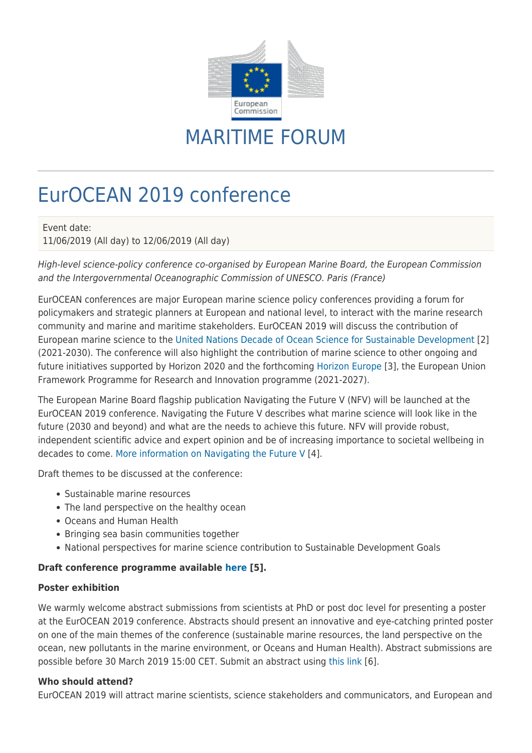# MARITIME FORUM

## EurOCEAN 2019 conference

Event date:
11/06/2019 (All day) to 12/06/2019 (All day)

*High-level science-policy conference co-organised by European Marine Board, the European Commission and the Intergovernmental Oceanographic Commission of UNESCO. Paris (France)*

EurOCEAN conferences are major European marine science policy conferences providing a forum for policymakers and strategic planners at European and national level, to interact with the marine research community and marine and maritime stakeholders. EurOCEAN 2019 will discuss the contribution of European marine science to the United Nations Decade of Ocean Science for Sustainable Development [2] (2021-2030). The conference will also highlight the contribution of marine science to other ongoing and future initiatives supported by Horizon 2020 and the forthcoming Horizon Europe [3], the European Union Framework Programme for Research and Innovation programme (2021-2027).

The European Marine Board flagship publication Navigating the Future V (NFV) will be launched at the EurOCEAN 2019 conference. Navigating the Future V describes what marine science will look like in the future (2030 and beyond) and what are the needs to achieve this future. NFV will provide robust, independent scientific advice and expert opinion and be of increasing importance to societal wellbeing in decades to come. More information on Navigating the Future V [4].

Draft themes to be discussed at the conference:

- Sustainable marine resources
- The land perspective on the healthy ocean
- Oceans and Human Health
- Bringing sea basin communities together
- National perspectives for marine science contribution to Sustainable Development Goals

**Draft conference programme available here [5].**

**Poster exhibition**

We warmly welcome abstract submissions from scientists at PhD or post doc level for presenting a poster at the EurOCEAN 2019 conference. Abstracts should present an innovative and eye-catching printed poster on one of the main themes of the conference (sustainable marine resources, the land perspective on the ocean, new pollutants in the marine environment, or Oceans and Human Health). Abstract submissions are possible before 30 March 2019 15:00 CET. Submit an abstract using this link [6].

**Who should attend?**

EurOCEAN 2019 will attract marine scientists, science stakeholders and communicators, and European and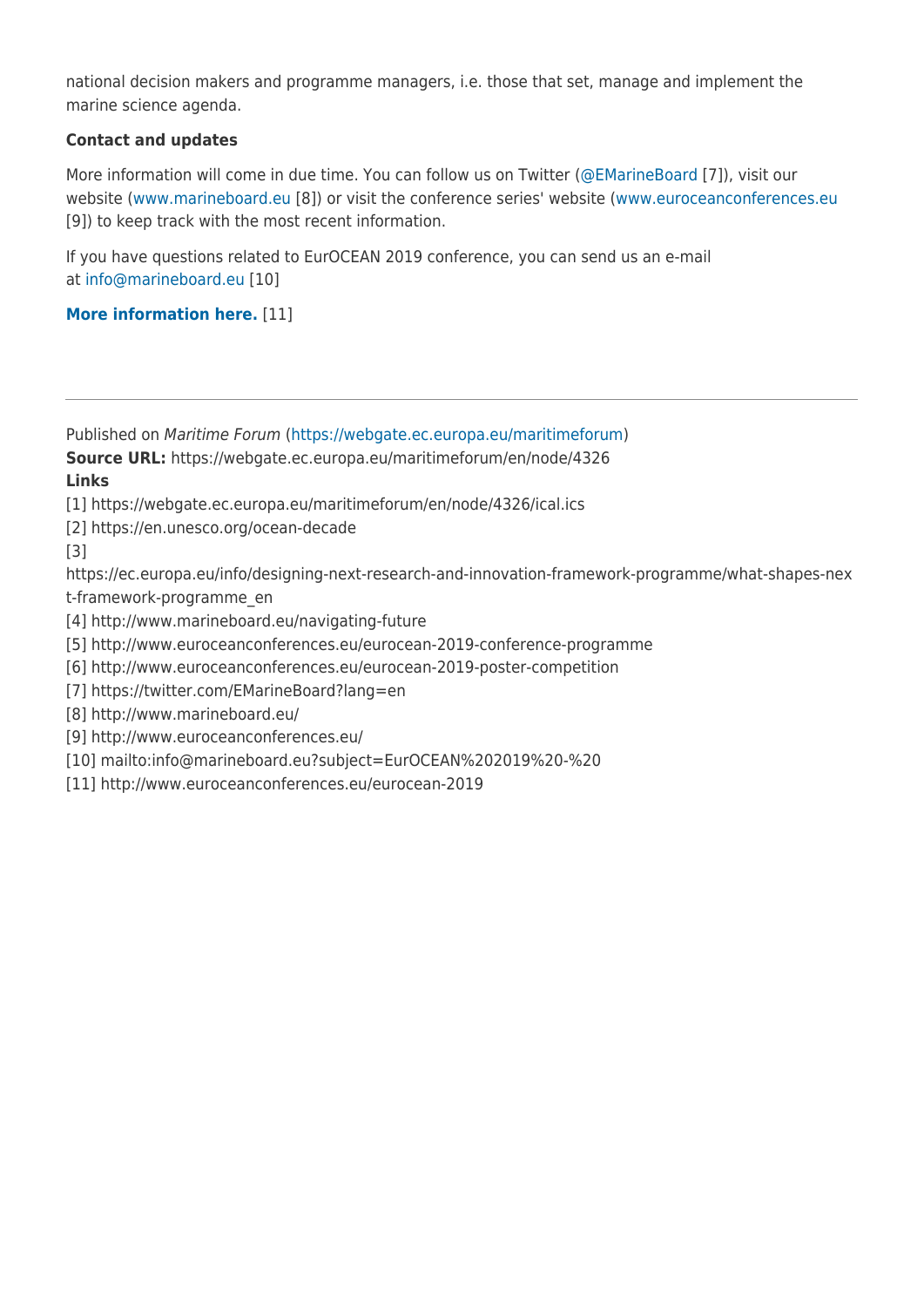national decision makers and programme managers, i.e. those that set, manage and implement the marine science agenda.

**Contact and updates**

More information will come in due time. You can follow us on Twitter (@EMarineBoard [7]), visit our website (www.marineboard.eu [8]) or visit the conference series' website (www.euroceanconferences.eu [9]) to keep track with the most recent information.

If you have questions related to EurOCEAN 2019 conference, you can send us an e-mail at info@marineboard.eu [10]

**More information here.** [11]

---

Published on *Maritime Forum* (https://webgate.ec.europa.eu/maritimeforum)
**Source URL:** https://webgate.ec.europa.eu/maritimeforum/en/node/4326
**Links**
[1] https://webgate.ec.europa.eu/maritimeforum/en/node/4326/ical.ics
[2] https://en.unesco.org/ocean-decade
[3] https://ec.europa.eu/info/designing-next-research-and-innovation-framework-programme/what-shapes-next-framework-programme_en
[4] http://www.marineboard.eu/navigating-future
[5] http://www.euroceanconferences.eu/eurocean-2019-conference-programme
[6] http://www.euroceanconferences.eu/eurocean-2019-poster-competition
[7] https://twitter.com/EMarineBoard?lang=en
[8] http://www.marineboard.eu/
[9] http://www.euroceanconferences.eu/
[10] mailto:info@marineboard.eu?subject=EurOCEAN%202019%20-%20
[11] http://www.euroceanconferences.eu/eurocean-2019